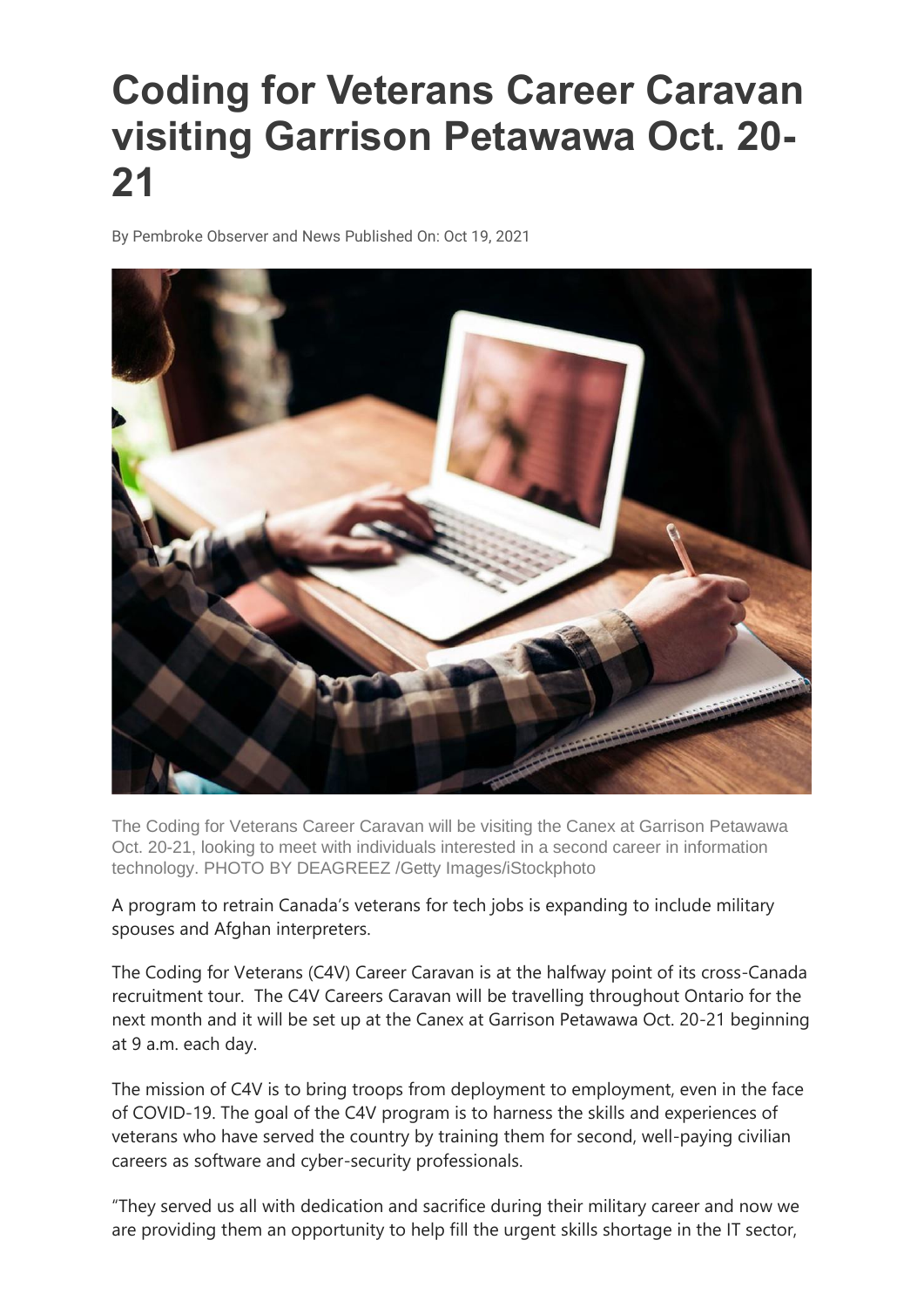# Coding for Veterans Career Caravan visiting Garrison Petawawa Oct. 20-21

By Pembroke Observer and News Published On: Oct 19, 2021

The Coding for Veterans Career Caravan will be visiting the Canex at Garrison Petawawa Oct. 20-21, looking to meet with individuals interested in a second career in information technology. PHOTO BY DEAGREEZ /Getty Images/iStockphoto

A program to retrain Canada's veterans for tech jobs is expanding to include military spouses and Afghan interpreters.

The Coding for Veterans (C4V) Career Caravan is at the halfway point of its cross-Canada recruitment tour. The C4V Careers Caravan will be travelling throughout Ontario for the next month and it will be set up at the Canex at Garrison Petawawa Oct. 20-21 beginning at 9 a.m. each day.

The mission of C4V is to bring troops from deployment to employment, even in the face of COVID-19. The goal of the C4V program is to harness the skills and experiences of veterans who have served the country by training them for second, well-paying civilian careers as software and cyber-security professionals.

"They served us all with dedication and sacrifice during their military career and now we are providing them an opportunity to help fill the urgent skills shortage in the IT sector,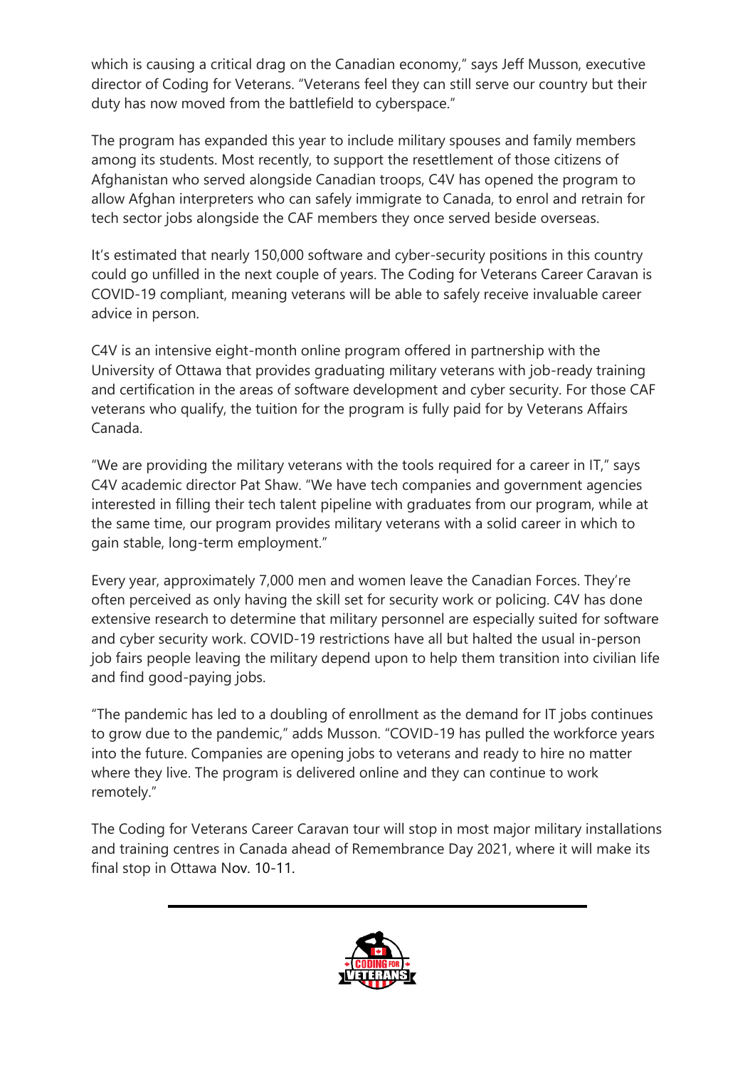which is causing a critical drag on the Canadian economy," says Jeff Musson, executive director of Coding for Veterans. "Veterans feel they can still serve our country but their duty has now moved from the battlefield to cyberspace."

The program has expanded this year to include military spouses and family members among its students. Most recently, to support the resettlement of those citizens of Afghanistan who served alongside Canadian troops, C4V has opened the program to allow Afghan interpreters who can safely immigrate to Canada, to enrol and retrain for tech sector jobs alongside the CAF members they once served beside overseas.

It's estimated that nearly 150,000 software and cyber-security positions in this country could go unfilled in the next couple of years. The Coding for Veterans Career Caravan is COVID-19 compliant, meaning veterans will be able to safely receive invaluable career advice in person.

C4V is an intensive eight-month online program offered in partnership with the University of Ottawa that provides graduating military veterans with job-ready training and certification in the areas of software development and cyber security. For those CAF veterans who qualify, the tuition for the program is fully paid for by Veterans Affairs Canada.

"We are providing the military veterans with the tools required for a career in IT," says C4V academic director Pat Shaw. "We have tech companies and government agencies interested in filling their tech talent pipeline with graduates from our program, while at the same time, our program provides military veterans with a solid career in which to gain stable, long-term employment."

Every year, approximately 7,000 men and women leave the Canadian Forces. They're often perceived as only having the skill set for security work or policing. C4V has done extensive research to determine that military personnel are especially suited for software and cyber security work. COVID-19 restrictions have all but halted the usual in-person job fairs people leaving the military depend upon to help them transition into civilian life and find good-paying jobs.

"The pandemic has led to a doubling of enrollment as the demand for IT jobs continues to grow due to the pandemic," adds Musson. "COVID-19 has pulled the workforce years into the future. Companies are opening jobs to veterans and ready to hire no matter where they live. The program is delivered online and they can continue to work remotely."

The Coding for Veterans Career Caravan tour will stop in most major military installations and training centres in Canada ahead of Remembrance Day 2021, where it will make its final stop in Ottawa Nov. 10-11.

---

CODING FOR VETERANS